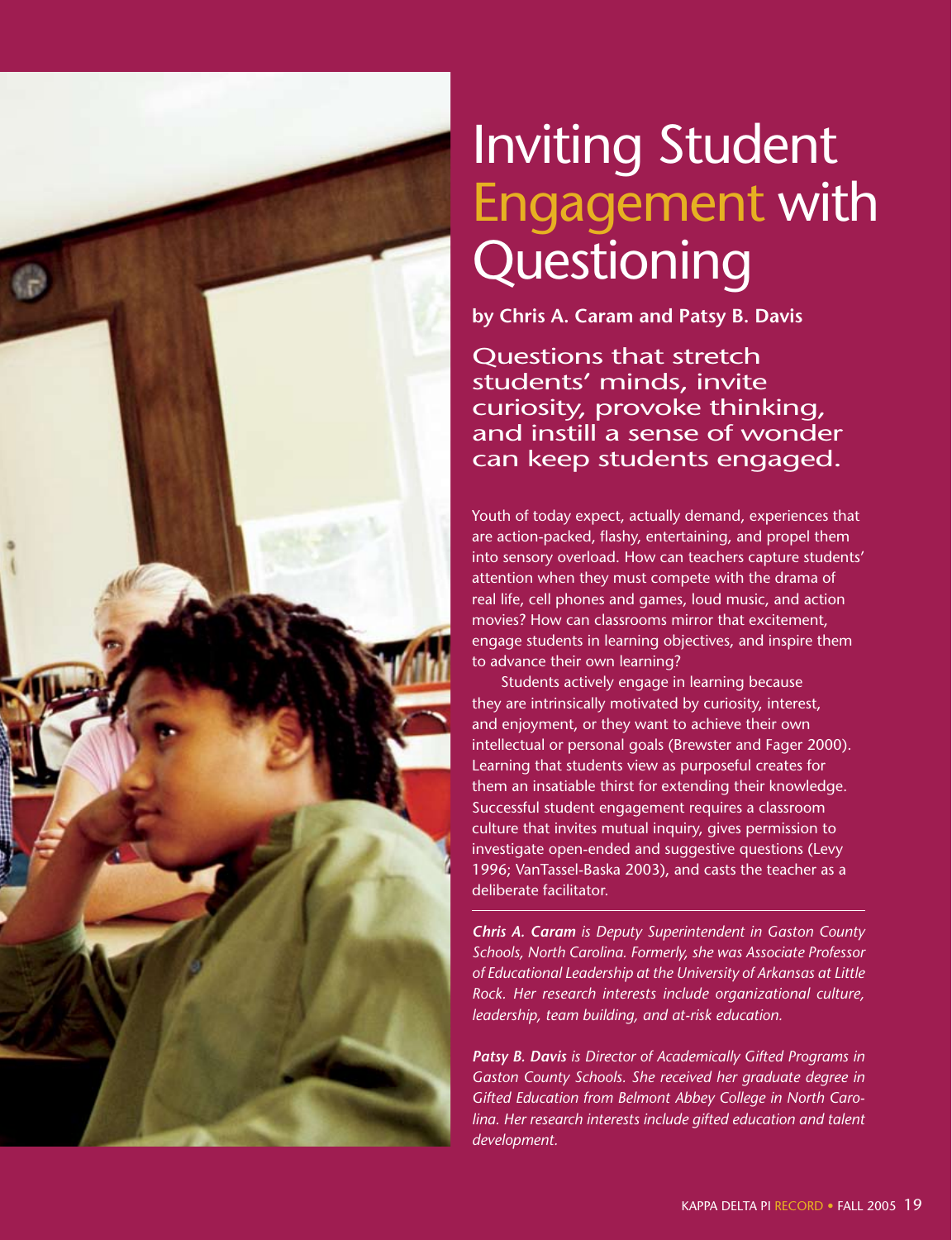# Inviting Student Engagement with Questioning

**by Chris A. Caram and Patsy B. Davis**

Questions that stretch students' minds, invite curiosity, provoke thinking, and instill a sense of wonder can keep students engaged.

Youth of today expect, actually demand, experiences that are action-packed, flashy, entertaining, and propel them into sensory overload. How can teachers capture students' attention when they must compete with the drama of real life, cell phones and games, loud music, and action movies? How can classrooms mirror that excitement, engage students in learning objectives, and inspire them to advance their own learning?

Students actively engage in learning because they are intrinsically motivated by curiosity, interest, and enjoyment, or they want to achieve their own intellectual or personal goals (Brewster and Fager 2000). Learning that students view as purposeful creates for them an insatiable thirst for extending their knowledge. Successful student engagement requires a classroom culture that invites mutual inquiry, gives permission to investigate open-ended and suggestive questions (Levy 1996; VanTassel-Baska 2003), and casts the teacher as a deliberate facilitator.

***Chris A. Caram*** *is Deputy Superintendent in Gaston County Schools, North Carolina. Formerly, she was Associate Professor of Educational Leadership at the University of Arkansas at Little Rock. Her research interests include organizational culture, leadership, team building, and at-risk education.*

***Patsy B. Davis*** *is Director of Academically Gifted Programs in Gaston County Schools. She received her graduate degree in Gifted Education from Belmont Abbey College in North Carolina. Her research interests include gifted education and talent development.*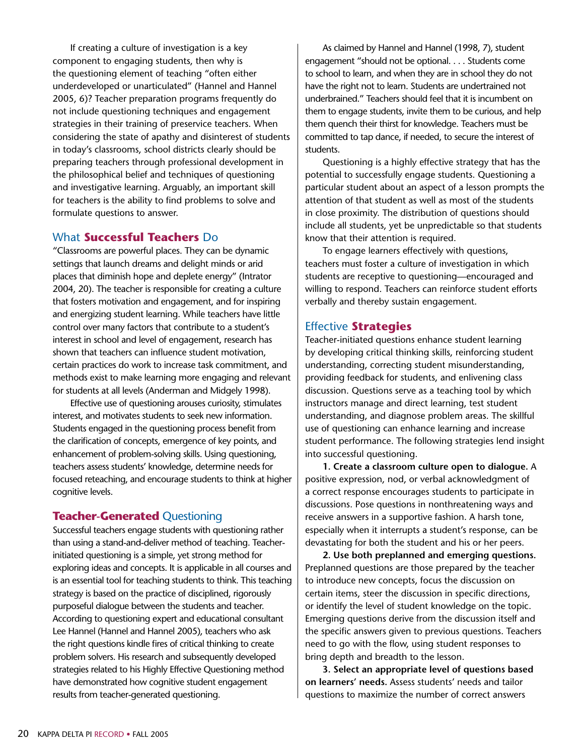If creating a culture of investigation is a key component to engaging students, then why is the questioning element of teaching "often either underdeveloped or unarticulated" (Hannel and Hannel 2005, 6)? Teacher preparation programs frequently do not include questioning techniques and engagement strategies in their training of preservice teachers. When considering the state of apathy and disinterest of students in today's classrooms, school districts clearly should be preparing teachers through professional development in the philosophical belief and techniques of questioning and investigative learning. Arguably, an important skill for teachers is the ability to find problems to solve and formulate questions to answer.

## What **Successful Teachers** Do

"Classrooms are powerful places. They can be dynamic settings that launch dreams and delight minds or arid places that diminish hope and deplete energy" (Intrator 2004, 20). The teacher is responsible for creating a culture that fosters motivation and engagement, and for inspiring and energizing student learning. While teachers have little control over many factors that contribute to a student's interest in school and level of engagement, research has shown that teachers can influence student motivation, certain practices do work to increase task commitment, and methods exist to make learning more engaging and relevant for students at all levels (Anderman and Midgely 1998).

Effective use of questioning arouses curiosity, stimulates interest, and motivates students to seek new information. Students engaged in the questioning process benefit from the clarification of concepts, emergence of key points, and enhancement of problem-solving skills. Using questioning, teachers assess students' knowledge, determine needs for focused reteaching, and encourage students to think at higher cognitive levels.

## **Teacher-Generated** Questioning

Successful teachers engage students with questioning rather than using a stand-and-deliver method of teaching. Teacher-initiated questioning is a simple, yet strong method for exploring ideas and concepts. It is applicable in all courses and is an essential tool for teaching students to think. This teaching strategy is based on the practice of disciplined, rigorously purposeful dialogue between the students and teacher. According to questioning expert and educational consultant Lee Hannel (Hannel and Hannel 2005), teachers who ask the right questions kindle fires of critical thinking to create problem solvers. His research and subsequently developed strategies related to his Highly Effective Questioning method have demonstrated how cognitive student engagement results from teacher-generated questioning.

As claimed by Hannel and Hannel (1998, 7), student engagement "should not be optional. . . . Students come to school to learn, and when they are in school they do not have the right not to learn. Students are undertrained not underbrained." Teachers should feel that it is incumbent on them to engage students, invite them to be curious, and help them quench their thirst for knowledge. Teachers must be committed to tap dance, if needed, to secure the interest of students.

Questioning is a highly effective strategy that has the potential to successfully engage students. Questioning a particular student about an aspect of a lesson prompts the attention of that student as well as most of the students in close proximity. The distribution of questions should include all students, yet be unpredictable so that students know that their attention is required.

To engage learners effectively with questions, teachers must foster a culture of investigation in which students are receptive to questioning—encouraged and willing to respond. Teachers can reinforce student efforts verbally and thereby sustain engagement.

## Effective **Strategies**

Teacher-initiated questions enhance student learning by developing critical thinking skills, reinforcing student understanding, correcting student misunderstanding, providing feedback for students, and enlivening class discussion. Questions serve as a teaching tool by which instructors manage and direct learning, test student understanding, and diagnose problem areas. The skillful use of questioning can enhance learning and increase student performance. The following strategies lend insight into successful questioning.

**1. Create a classroom culture open to dialogue.** A positive expression, nod, or verbal acknowledgment of a correct response encourages students to participate in discussions. Pose questions in nonthreatening ways and receive answers in a supportive fashion. A harsh tone, especially when it interrupts a student's response, can be devastating for both the student and his or her peers.

**2. Use both preplanned and emerging questions.** Preplanned questions are those prepared by the teacher to introduce new concepts, focus the discussion on certain items, steer the discussion in specific directions, or identify the level of student knowledge on the topic. Emerging questions derive from the discussion itself and the specific answers given to previous questions. Teachers need to go with the flow, using student responses to bring depth and breadth to the lesson.

**3. Select an appropriate level of questions based on learners' needs.** Assess students' needs and tailor questions to maximize the number of correct answers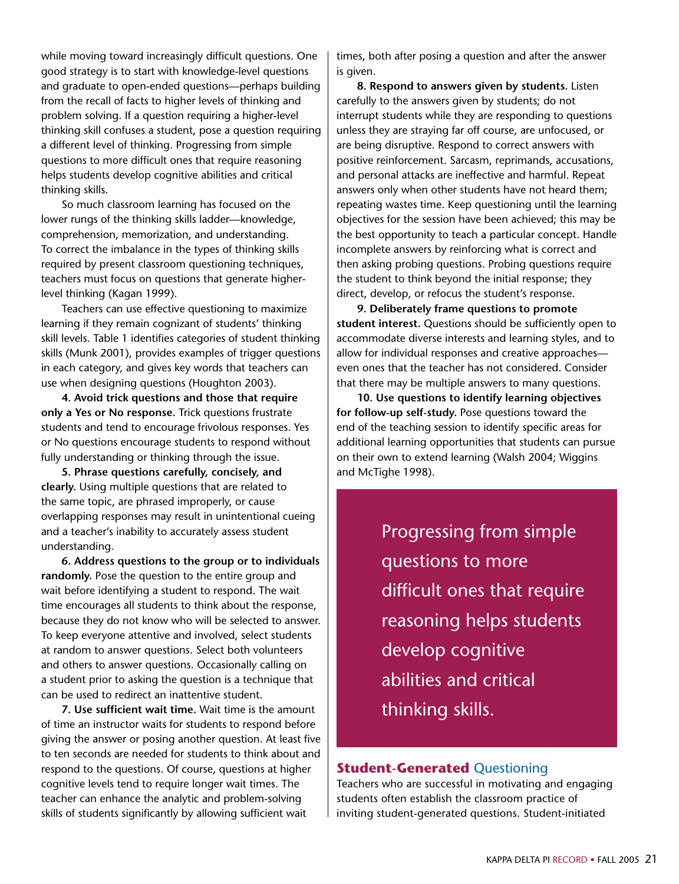while moving toward increasingly difficult questions. One good strategy is to start with knowledge-level questions and graduate to open-ended questions—perhaps building from the recall of facts to higher levels of thinking and problem solving. If a question requiring a higher-level thinking skill confuses a student, pose a question requiring a different level of thinking. Progressing from simple questions to more difficult ones that require reasoning helps students develop cognitive abilities and critical thinking skills.

So much classroom learning has focused on the lower rungs of the thinking skills ladder—knowledge, comprehension, memorization, and understanding. To correct the imbalance in the types of thinking skills required by present classroom questioning techniques, teachers must focus on questions that generate higher-level thinking (Kagan 1999).

Teachers can use effective questioning to maximize learning if they remain cognizant of students' thinking skill levels. Table 1 identifies categories of student thinking skills (Munk 2001), provides examples of trigger questions in each category, and gives key words that teachers can use when designing questions (Houghton 2003).

**4. Avoid trick questions and those that require only a Yes or No response.** Trick questions frustrate students and tend to encourage frivolous responses. Yes or No questions encourage students to respond without fully understanding or thinking through the issue.

**5. Phrase questions carefully, concisely, and clearly.** Using multiple questions that are related to the same topic, are phrased improperly, or cause overlapping responses may result in unintentional cueing and a teacher's inability to accurately assess student understanding.

**6. Address questions to the group or to individuals randomly.** Pose the question to the entire group and wait before identifying a student to respond. The wait time encourages all students to think about the response, because they do not know who will be selected to answer. To keep everyone attentive and involved, select students at random to answer questions. Select both volunteers and others to answer questions. Occasionally calling on a student prior to asking the question is a technique that can be used to redirect an inattentive student.

**7. Use sufficient wait time.** Wait time is the amount of time an instructor waits for students to respond before giving the answer or posing another question. At least five to ten seconds are needed for students to think about and respond to the questions. Of course, questions at higher cognitive levels tend to require longer wait times. The teacher can enhance the analytic and problem-solving skills of students significantly by allowing sufficient wait times, both after posing a question and after the answer is given.

**8. Respond to answers given by students.** Listen carefully to the answers given by students; do not interrupt students while they are responding to questions unless they are straying far off course, are unfocused, or are being disruptive. Respond to correct answers with positive reinforcement. Sarcasm, reprimands, accusations, and personal attacks are ineffective and harmful. Repeat answers only when other students have not heard them; repeating wastes time. Keep questioning until the learning objectives for the session have been achieved; this may be the best opportunity to teach a particular concept. Handle incomplete answers by reinforcing what is correct and then asking probing questions. Probing questions require the student to think beyond the initial response; they direct, develop, or refocus the student's response.

**9. Deliberately frame questions to promote student interest.** Questions should be sufficiently open to accommodate diverse interests and learning styles, and to allow for individual responses and creative approaches—even ones that the teacher has not considered. Consider that there may be multiple answers to many questions.

**10. Use questions to identify learning objectives for follow-up self-study.** Pose questions toward the end of the teaching session to identify specific areas for additional learning opportunities that students can pursue on their own to extend learning (Walsh 2004; Wiggins and McTighe 1998).

> Progressing from simple questions to more difficult ones that require reasoning helps students develop cognitive abilities and critical thinking skills.

## **Student-Generated** Questioning

Teachers who are successful in motivating and engaging students often establish the classroom practice of inviting student-generated questions. Student-initiated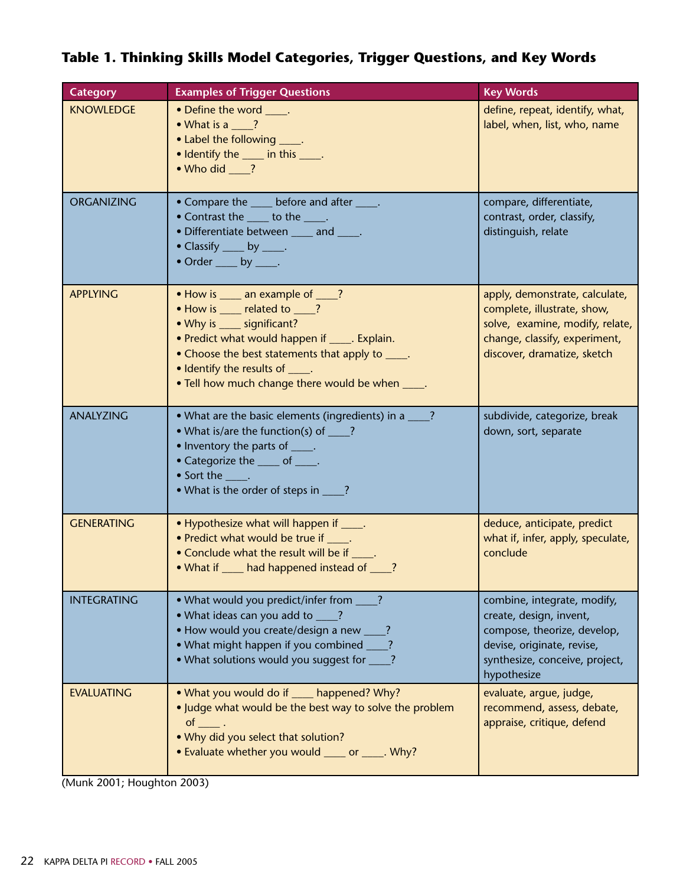**Table 1. Thinking Skills Model Categories, Trigger Questions, and Key Words**

| Category | Examples of Trigger Questions | Key Words |
|---|---|---|
| KNOWLEDGE | • Define the word ____.<br>• What is a ____?<br>• Label the following ____.<br>• Identify the ____ in this ____.<br>• Who did ____? | define, repeat, identify, what, label, when, list, who, name |
| ORGANIZING | • Compare the ____ before and after ____.<br>• Contrast the ____ to the ____.<br>• Differentiate between ____ and ____.<br>• Classify ____ by ____.<br>• Order ____ by ____. | compare, differentiate, contrast, order, classify, distinguish, relate |
| APPLYING | • How is ____ an example of ____?<br>• How is ____ related to ____?<br>• Why is ____ significant?<br>• Predict what would happen if ____. Explain.<br>• Choose the best statements that apply to ____.<br>• Identify the results of ____.<br>• Tell how much change there would be when ____. | apply, demonstrate, calculate, complete, illustrate, show, solve, examine, modify, relate, change, classify, experiment, discover, dramatize, sketch |
| ANALYZING | • What are the basic elements (ingredients) in a ____?<br>• What is/are the function(s) of ____?<br>• Inventory the parts of ____.<br>• Categorize the ____ of ____.<br>• Sort the ____.<br>• What is the order of steps in ____? | subdivide, categorize, break down, sort, separate |
| GENERATING | • Hypothesize what will happen if ____.<br>• Predict what would be true if ____.<br>• Conclude what the result will be if ____.<br>• What if ____ had happened instead of ____? | deduce, anticipate, predict what if, infer, apply, speculate, conclude |
| INTEGRATING | • What would you predict/infer from ____?<br>• What ideas can you add to ____?<br>• How would you create/design a new ____?<br>• What might happen if you combined ____?<br>• What solutions would you suggest for ____? | combine, integrate, modify, create, design, invent, compose, theorize, develop, devise, originate, revise, synthesize, conceive, project, hypothesize |
| EVALUATING | • What you would do if ____ happened? Why?<br>• Judge what would be the best way to solve the problem of ____ .<br>• Why did you select that solution?<br>• Evaluate whether you would ____ or ____. Why? | evaluate, argue, judge, recommend, assess, debate, appraise, critique, defend |

(Munk 2001; Houghton 2003)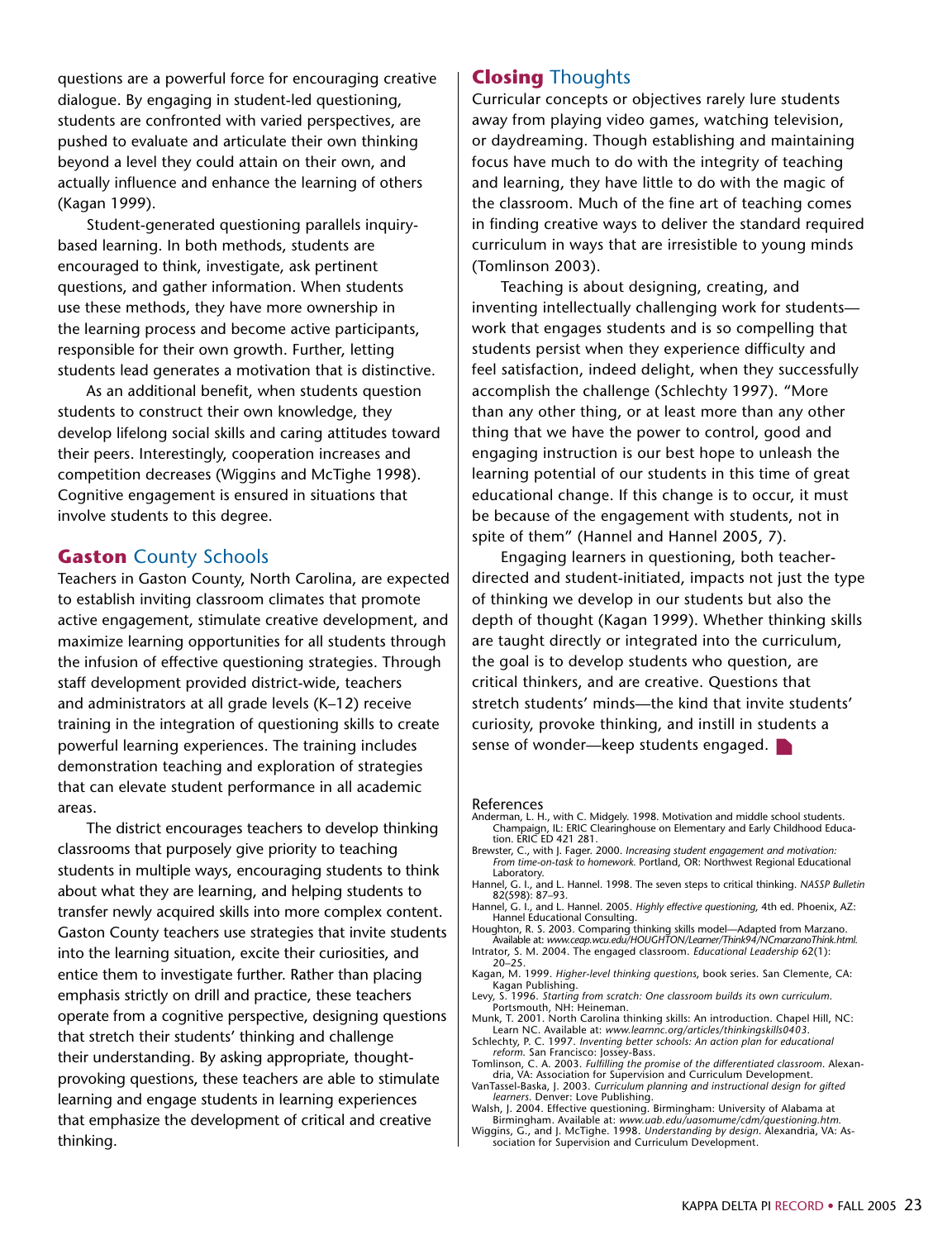questions are a powerful force for encouraging creative dialogue. By engaging in student-led questioning, students are confronted with varied perspectives, are pushed to evaluate and articulate their own thinking beyond a level they could attain on their own, and actually influence and enhance the learning of others (Kagan 1999).

Student-generated questioning parallels inquiry-based learning. In both methods, students are encouraged to think, investigate, ask pertinent questions, and gather information. When students use these methods, they have more ownership in the learning process and become active participants, responsible for their own growth. Further, letting students lead generates a motivation that is distinctive.

As an additional benefit, when students question students to construct their own knowledge, they develop lifelong social skills and caring attitudes toward their peers. Interestingly, cooperation increases and competition decreases (Wiggins and McTighe 1998). Cognitive engagement is ensured in situations that involve students to this degree.

## Gaston County Schools

Teachers in Gaston County, North Carolina, are expected to establish inviting classroom climates that promote active engagement, stimulate creative development, and maximize learning opportunities for all students through the infusion of effective questioning strategies. Through staff development provided district-wide, teachers and administrators at all grade levels (K–12) receive training in the integration of questioning skills to create powerful learning experiences. The training includes demonstration teaching and exploration of strategies that can elevate student performance in all academic areas.

The district encourages teachers to develop thinking classrooms that purposely give priority to teaching students in multiple ways, encouraging students to think about what they are learning, and helping students to transfer newly acquired skills into more complex content. Gaston County teachers use strategies that invite students into the learning situation, excite their curiosities, and entice them to investigate further. Rather than placing emphasis strictly on drill and practice, these teachers operate from a cognitive perspective, designing questions that stretch their students' thinking and challenge their understanding. By asking appropriate, thought-provoking questions, these teachers are able to stimulate learning and engage students in learning experiences that emphasize the development of critical and creative thinking.

## Closing Thoughts

Curricular concepts or objectives rarely lure students away from playing video games, watching television, or daydreaming. Though establishing and maintaining focus have much to do with the integrity of teaching and learning, they have little to do with the magic of the classroom. Much of the fine art of teaching comes in finding creative ways to deliver the standard required curriculum in ways that are irresistible to young minds (Tomlinson 2003).

Teaching is about designing, creating, and inventing intellectually challenging work for students—work that engages students and is so compelling that students persist when they experience difficulty and feel satisfaction, indeed delight, when they successfully accomplish the challenge (Schlechty 1997). "More than any other thing, or at least more than any other thing that we have the power to control, good and engaging instruction is our best hope to unleash the learning potential of our students in this time of great educational change. If this change is to occur, it must be because of the engagement with students, not in spite of them" (Hannel and Hannel 2005, 7).

Engaging learners in questioning, both teacher-directed and student-initiated, impacts not just the type of thinking we develop in our students but also the depth of thought (Kagan 1999). Whether thinking skills are taught directly or integrated into the curriculum, the goal is to develop students who question, are critical thinkers, and are creative. Questions that stretch students' minds—the kind that invite students' curiosity, provoke thinking, and instill in students a sense of wonder—keep students engaged.

### References

Anderman, L. H., with C. Midgely. 1998. Motivation and middle school students. Champaign, IL: ERIC Clearinghouse on Elementary and Early Childhood Education. ERIC ED 421 281.

Brewster, C., with J. Fager. 2000. *Increasing student engagement and motivation: From time-on-task to homework.* Portland, OR: Northwest Regional Educational Laboratory.

Hannel, G. I., and L. Hannel. 1998. The seven steps to critical thinking. *NASSP Bulletin* 82(598): 87–93.

Hannel, G. I., and L. Hannel. 2005. *Highly effective questioning*, 4th ed. Phoenix, AZ: Hannel Educational Consulting.

Houghton, R. S. 2003. Comparing thinking skills model—Adapted from Marzano. Available at: *www.ceap.wcu.edu/HOUGHTON/Learner/Think94/NCmarzanoThink.html.*

Intrator, S. M. 2004. The engaged classroom. *Educational Leadership* 62(1): 20–25.

Kagan, M. 1999. *Higher-level thinking questions*, book series. San Clemente, CA: Kagan Publishing.

Levy, S. 1996. *Starting from scratch: One classroom builds its own curriculum.* Portsmouth, NH: Heineman.

Munk, T. 2001. North Carolina thinking skills: An introduction. Chapel Hill, NC: Learn NC. Available at: *www.learnnc.org/articles/thinkingskills0403.*

Schlechty, P. C. 1997. *Inventing better schools: An action plan for educational reform.* San Francisco: Jossey-Bass.

Tomlinson, C. A. 2003. *Fulfilling the promise of the differentiated classroom.* Alexandria, VA: Association for Supervision and Curriculum Development.

VanTassel-Baska, J. 2003. *Curriculum planning and instructional design for gifted learners.* Denver: Love Publishing.

Walsh, J. 2004. Effective questioning. Birmingham: University of Alabama at Birmingham. Available at: *www.uab.edu/uasomume/cdm/questioning.htm.*

Wiggins, G., and J. McTighe. 1998. *Understanding by design.* Alexandria, VA: Association for Supervision and Curriculum Development.